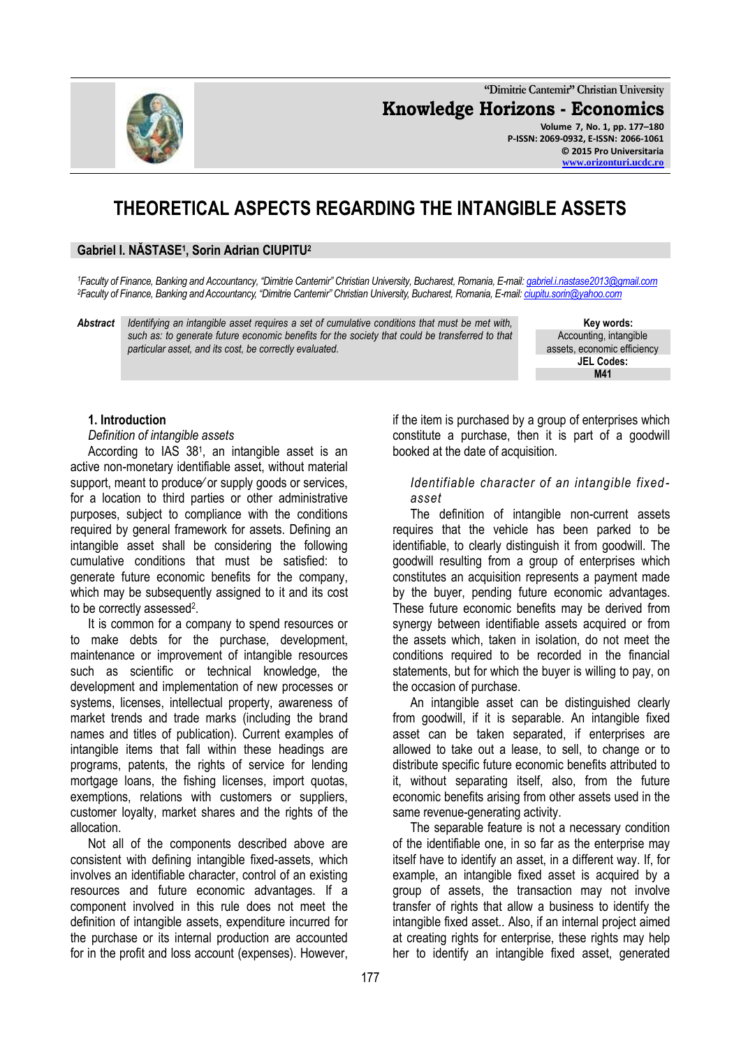"Dimitrie Cantemir" Christian University

**Knowledge Horizons - Economics**

Volume 7, No. 1, pp. 177–180
P-ISSN: 2069-0932, E-ISSN: 2066-1061
© 2015 Pro Universitaria
www.orizonturi.ucdc.ro

# THEORETICAL ASPECTS REGARDING THE INTANGIBLE ASSETS

**Gabriel I. NĂSTASE[1], Sorin Adrian CIUPITU[2]**

*[1]Faculty of Finance, Banking and Accountancy, "Dimitrie Cantemir" Christian University, Bucharest, Romania, E-mail: gabriel.i.nastase2013@gmail.com*
*[2]Faculty of Finance, Banking and Accountancy, "Dimitrie Cantemir" Christian University, Bucharest, Romania, E-mail: ciupitu.sorin@yahoo.com*

**Abstract** *Identifying an intangible asset requires a set of cumulative conditions that must be met with, such as: to generate future economic benefits for the society that could be transferred to that particular asset, and its cost, be correctly evaluated.*

**Key words:** Accounting, intangible assets, economic efficiency

**JEL Codes:** M41

## 1. Introduction

*Definition of intangible assets*

According to IAS 38[1], an intangible asset is an active non-monetary identifiable asset, without material support, meant to produce/or supply goods or services, for a location to third parties or other administrative purposes, subject to compliance with the conditions required by general framework for assets. Defining an intangible asset shall be considering the following cumulative conditions that must be satisfied: to generate future economic benefits for the company, which may be subsequently assigned to it and its cost to be correctly assessed[2].

It is common for a company to spend resources or to make debts for the purchase, development, maintenance or improvement of intangible resources such as scientific or technical knowledge, the development and implementation of new processes or systems, licenses, intellectual property, awareness of market trends and trade marks (including the brand names and titles of publication). Current examples of intangible items that fall within these headings are programs, patents, the rights of service for lending mortgage loans, the fishing licenses, import quotas, exemptions, relations with customers or suppliers, customer loyalty, market shares and the rights of the allocation.

Not all of the components described above are consistent with defining intangible fixed-assets, which involves an identifiable character, control of an existing resources and future economic advantages. If a component involved in this rule does not meet the definition of intangible assets, expenditure incurred for the purchase or its internal production are accounted for in the profit and loss account (expenses). However, if the item is purchased by a group of enterprises which constitute a purchase, then it is part of a goodwill booked at the date of acquisition.

*Identifiable character of an intangible fixed-asset*

The definition of intangible non-current assets requires that the vehicle has been parked to be identifiable, to clearly distinguish it from goodwill. The goodwill resulting from a group of enterprises which constitutes an acquisition represents a payment made by the buyer, pending future economic advantages. These future economic benefits may be derived from synergy between identifiable assets acquired or from the assets which, taken in isolation, do not meet the conditions required to be recorded in the financial statements, but for which the buyer is willing to pay, on the occasion of purchase.

An intangible asset can be distinguished clearly from goodwill, if it is separable. An intangible fixed asset can be taken separated, if enterprises are allowed to take out a lease, to sell, to change or to distribute specific future economic benefits attributed to it, without separating itself, also, from the future economic benefits arising from other assets used in the same revenue-generating activity.

The separable feature is not a necessary condition of the identifiable one, in so far as the enterprise may itself have to identify an asset, in a different way. If, for example, an intangible fixed asset is acquired by a group of assets, the transaction may not involve transfer of rights that allow a business to identify the intangible fixed asset.. Also, if an internal project aimed at creating rights for enterprise, these rights may help her to identify an intangible fixed asset, generated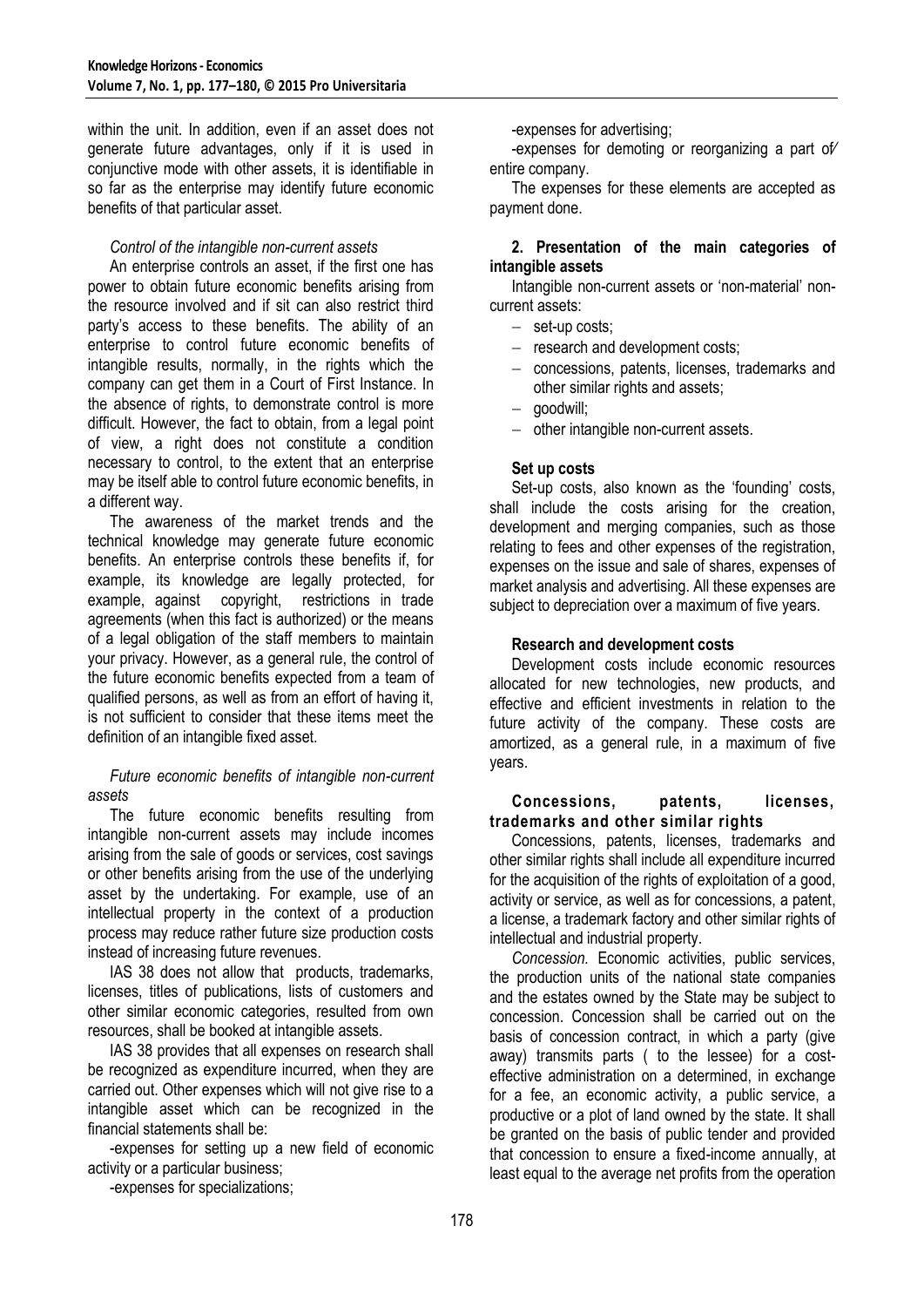within the unit. In addition, even if an asset does not generate future advantages, only if it is used in conjunctive mode with other assets, it is identifiable in so far as the enterprise may identify future economic benefits of that particular asset.

*Control of the intangible non-current assets*

An enterprise controls an asset, if the first one has power to obtain future economic benefits arising from the resource involved and if sit can also restrict third party's access to these benefits. The ability of an enterprise to control future economic benefits of intangible results, normally, in the rights which the company can get them in a Court of First Instance. In the absence of rights, to demonstrate control is more difficult. However, the fact to obtain, from a legal point of view, a right does not constitute a condition necessary to control, to the extent that an enterprise may be itself able to control future economic benefits, in a different way.

The awareness of the market trends and the technical knowledge may generate future economic benefits. An enterprise controls these benefits if, for example, its knowledge are legally protected, for example, against copyright, restrictions in trade agreements (when this fact is authorized) or the means of a legal obligation of the staff members to maintain your privacy. However, as a general rule, the control of the future economic benefits expected from a team of qualified persons, as well as from an effort of having it, is not sufficient to consider that these items meet the definition of an intangible fixed asset.

*Future economic benefits of intangible non-current assets*

The future economic benefits resulting from intangible non-current assets may include incomes arising from the sale of goods or services, cost savings or other benefits arising from the use of the underlying asset by the undertaking. For example, use of an intellectual property in the context of a production process may reduce rather future size production costs instead of increasing future revenues.

IAS 38 does not allow that products, trademarks, licenses, titles of publications, lists of customers and other similar economic categories, resulted from own resources, shall be booked at intangible assets.

IAS 38 provides that all expenses on research shall be recognized as expenditure incurred, when they are carried out. Other expenses which will not give rise to a intangible asset which can be recognized in the financial statements shall be:

-expenses for setting up a new field of economic activity or a particular business;

-expenses for specializations;

-expenses for advertising;

-expenses for demoting or reorganizing a part of/ entire company.

The expenses for these elements are accepted as payment done.

**2. Presentation of the main categories of intangible assets**

Intangible non-current assets or 'non-material' non-current assets:

- set-up costs;
- research and development costs;
- concessions, patents, licenses, trademarks and other similar rights and assets;
- goodwill;
- other intangible non-current assets.

**Set up costs**

Set-up costs, also known as the 'founding' costs, shall include the costs arising for the creation, development and merging companies, such as those relating to fees and other expenses of the registration, expenses on the issue and sale of shares, expenses of market analysis and advertising. All these expenses are subject to depreciation over a maximum of five years.

**Research and development costs**

Development costs include economic resources allocated for new technologies, new products, and effective and efficient investments in relation to the future activity of the company. These costs are amortized, as a general rule, in a maximum of five years.

**Concessions, patents, licenses, trademarks and other similar rights**

Concessions, patents, licenses, trademarks and other similar rights shall include all expenditure incurred for the acquisition of the rights of exploitation of a good, activity or service, as well as for concessions, a patent, a license, a trademark factory and other similar rights of intellectual and industrial property.

*Concession.* Economic activities, public services, the production units of the national state companies and the estates owned by the State may be subject to concession. Concession shall be carried out on the basis of concession contract, in which a party (give away) transmits parts ( to the lessee) for a cost-effective administration on a determined, in exchange for a fee, an economic activity, a public service, a productive or a plot of land owned by the state. It shall be granted on the basis of public tender and provided that concession to ensure a fixed-income annually, at least equal to the average net profits from the operation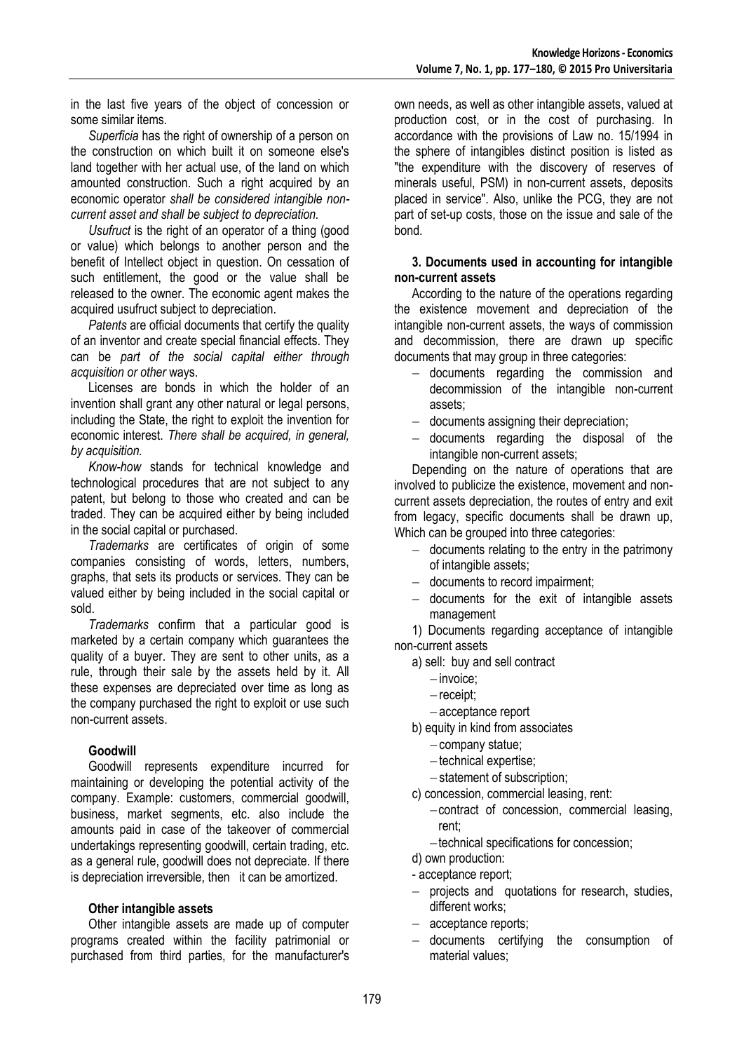in the last five years of the object of concession or some similar items.

*Superficia* has the right of ownership of a person on the construction on which built it on someone else's land together with her actual use, of the land on which amounted construction. Such a right acquired by an economic operator *shall be considered intangible non-current asset and shall be subject to depreciation.*

*Usufruct* is the right of an operator of a thing (good or value) which belongs to another person and the benefit of Intellect object in question. On cessation of such entitlement, the good or the value shall be released to the owner. The economic agent makes the acquired usufruct subject to depreciation.

*Patents* are official documents that certify the quality of an inventor and create special financial effects. They can be *part of the social capital either through acquisition or other* ways.

Licenses are bonds in which the holder of an invention shall grant any other natural or legal persons, including the State, the right to exploit the invention for economic interest. *There shall be acquired, in general, by acquisition.*

*Know-how* stands for technical knowledge and technological procedures that are not subject to any patent, but belong to those who created and can be traded. They can be acquired either by being included in the social capital or purchased.

*Trademarks* are certificates of origin of some companies consisting of words, letters, numbers, graphs, that sets its products or services. They can be valued either by being included in the social capital or sold.

*Trademarks* confirm that a particular good is marketed by a certain company which guarantees the quality of a buyer. They are sent to other units, as a rule, through their sale by the assets held by it. All these expenses are depreciated over time as long as the company purchased the right to exploit or use such non-current assets.

**Goodwill**

Goodwill represents expenditure incurred for maintaining or developing the potential activity of the company. Example: customers, commercial goodwill, business, market segments, etc. also include the amounts paid in case of the takeover of commercial undertakings representing goodwill, certain trading, etc. as a general rule, goodwill does not depreciate. If there is depreciation irreversible, then it can be amortized.

**Other intangible assets**

Other intangible assets are made up of computer programs created within the facility patrimonial or purchased from third parties, for the manufacturer's own needs, as well as other intangible assets, valued at production cost, or in the cost of purchasing. In accordance with the provisions of Law no. 15/1994 in the sphere of intangibles distinct position is listed as "the expenditure with the discovery of reserves of minerals useful, PSM) in non-current assets, deposits placed in service". Also, unlike the PCG, they are not part of set-up costs, those on the issue and sale of the bond.

### 3. Documents used in accounting for intangible non-current assets

According to the nature of the operations regarding the existence movement and depreciation of the intangible non-current assets, the ways of commission and decommission, there are drawn up specific documents that may group in three categories:

- documents regarding the commission and decommission of the intangible non-current assets;
- documents assigning their depreciation;
- documents regarding the disposal of the intangible non-current assets;

Depending on the nature of operations that are involved to publicize the existence, movement and non-current assets depreciation, the routes of entry and exit from legacy, specific documents shall be drawn up, Which can be grouped into three categories:

- documents relating to the entry in the patrimony of intangible assets;
- documents to record impairment;
- documents for the exit of intangible assets management

1) Documents regarding acceptance of intangible non-current assets

a) sell: buy and sell contract
- invoice;
- receipt;
- acceptance report

b) equity in kind from associates
- company statue;
- technical expertise;
- statement of subscription;

c) concession, commercial leasing, rent:
- contract of concession, commercial leasing, rent;
- technical specifications for concession;

d) own production:
- acceptance report;
- projects and quotations for research, studies, different works;
- acceptance reports;
- documents certifying the consumption of material values;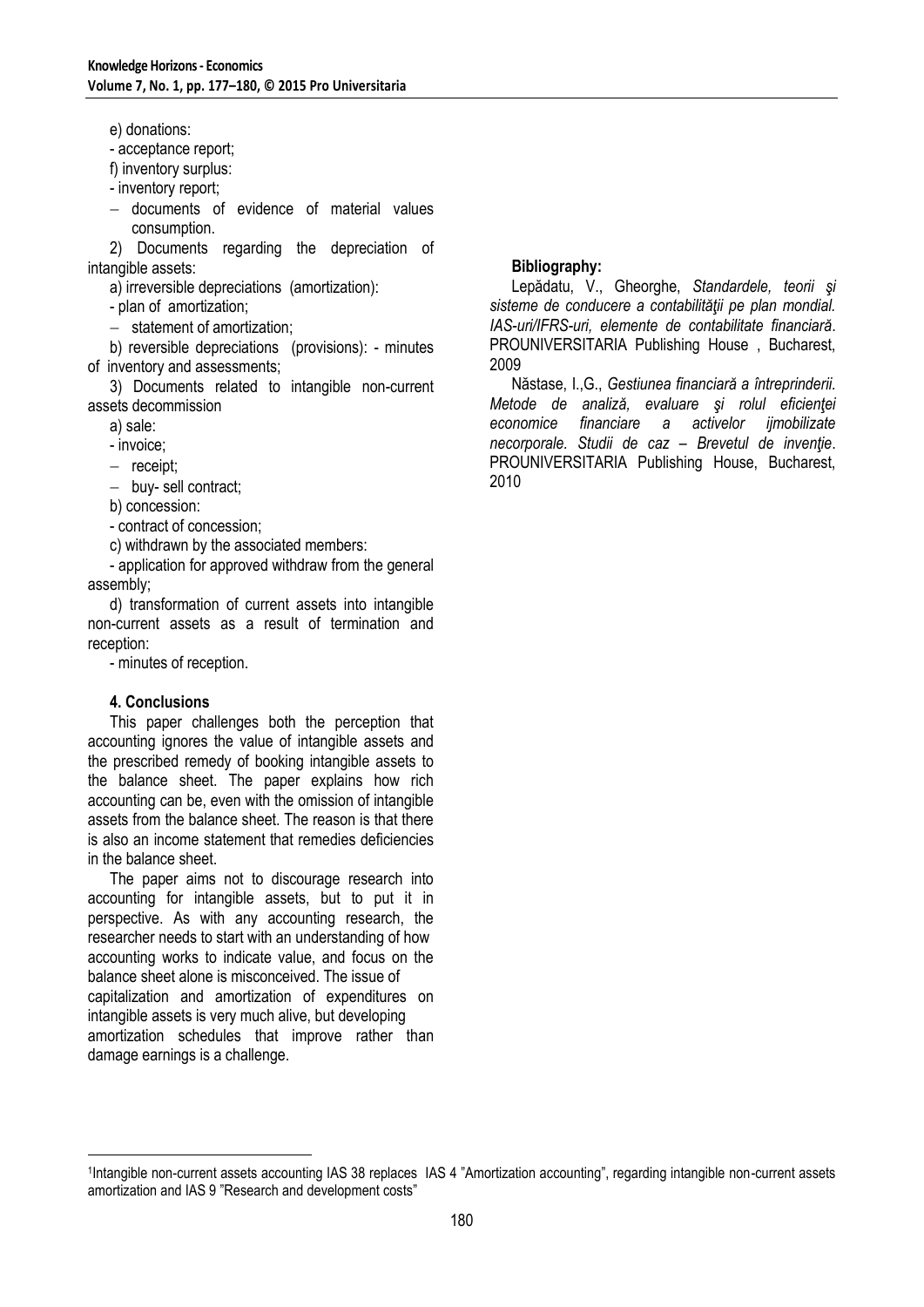e) donations:

- acceptance report;

f) inventory surplus:

- inventory report;
- documents of evidence of material values consumption.

2) Documents regarding the depreciation of intangible assets:

a) irreversible depreciations (amortization):

- plan of amortization;
- statement of amortization;

b) reversible depreciations (provisions): - minutes of inventory and assessments;

3) Documents related to intangible non-current assets decommission

a) sale:

- invoice;
- receipt;
- buy- sell contract;

b) concession:

- contract of concession;

c) withdrawn by the associated members:

- application for approved withdraw from the general assembly;

d) transformation of current assets into intangible non-current assets as a result of termination and reception:

- minutes of reception.

#### 4. Conclusions

This paper challenges both the perception that accounting ignores the value of intangible assets and the prescribed remedy of booking intangible assets to the balance sheet. The paper explains how rich accounting can be, even with the omission of intangible assets from the balance sheet. The reason is that there is also an income statement that remedies deficiencies in the balance sheet.

The paper aims not to discourage research into accounting for intangible assets, but to put it in perspective. As with any accounting research, the researcher needs to start with an understanding of how accounting works to indicate value, and focus on the balance sheet alone is misconceived. The issue of capitalization and amortization of expenditures on intangible assets is very much alive, but developing amortization schedules that improve rather than damage earnings is a challenge.

#### Bibliography:

Lepădatu, V., Gheorghe, *Standardele, teorii şi sisteme de conducere a contabilităţii pe plan mondial. IAS-uri/IFRS-uri, elemente de contabilitate financiară*. PROUNIVERSITARIA Publishing House , Bucharest, 2009

Năstase, I.,G., *Gestiunea financiară a întreprinderii. Metode de analiză, evaluare şi rolul eficienţei economice financiare a activelor ijmobilizate necorporale. Studii de caz – Brevetul de invenţie*. PROUNIVERSITARIA Publishing House, Bucharest, 2010

---

[1]Intangible non-current assets accounting IAS 38 replaces IAS 4 "Amortization accounting", regarding intangible non-current assets amortization and IAS 9 "Research and development costs"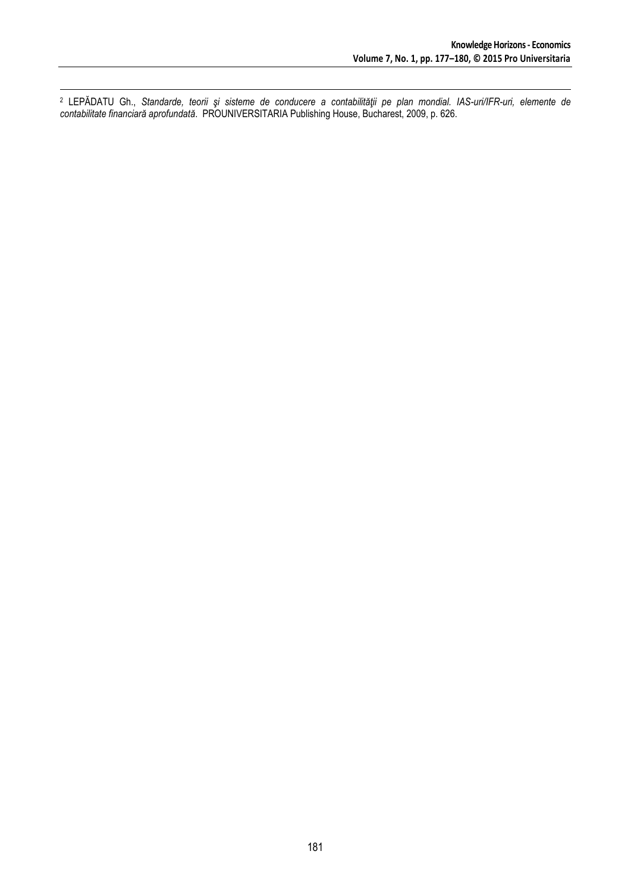[2] LEPĂDATU Gh., *Standarde, teorii şi sisteme de conducere a contabilităţii pe plan mondial. IAS-uri/IFR-uri, elemente de contabilitate financiară aprofundată*. PROUNIVERSITARIA Publishing House, Bucharest, 2009, p. 626.